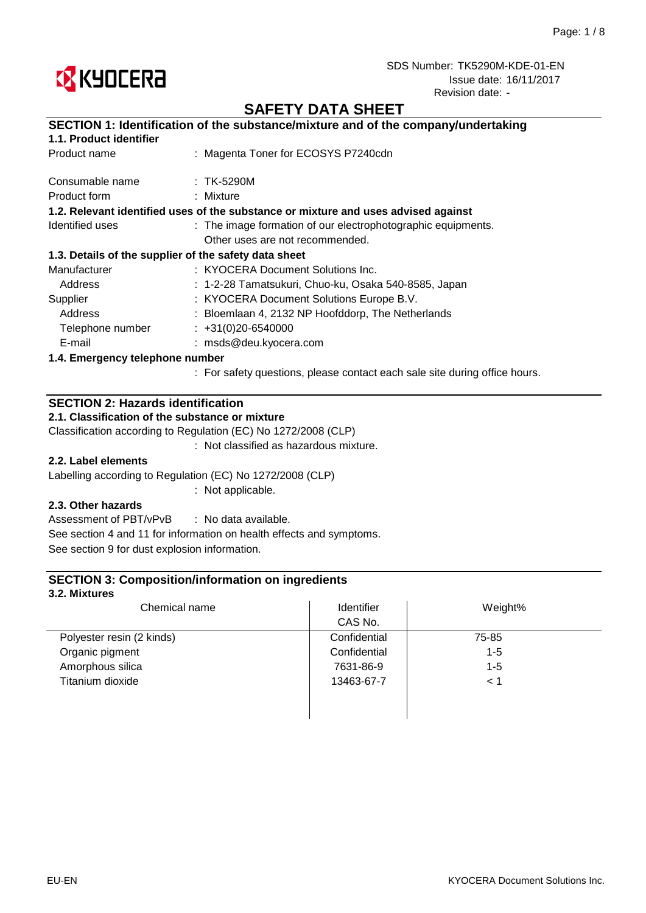SDS Number: TK5290M-KDE-01-EN
Issue date: 16/11/2017
Revision date: -

# SAFETY DATA SHEET

## SECTION 1: Identification of the substance/mixture and of the company/undertaking

### 1.1. Product identifier

Product name : Magenta Toner for ECOSYS P7240cdn

Consumable name : TK-5290M

Product form : Mixture

### 1.2. Relevant identified uses of the substance or mixture and uses advised against

Identified uses : The image formation of our electrophotographic equipments.
Other uses are not recommended.

### 1.3. Details of the supplier of the safety data sheet

Manufacturer : KYOCERA Document Solutions Inc.
Address : 1-2-28 Tamatsukuri, Chuo-ku, Osaka 540-8585, Japan

Supplier : KYOCERA Document Solutions Europe B.V.
Address : Bloemlaan 4, 2132 NP Hoofddorp, The Netherlands
Telephone number : +31(0)20-6540000
E-mail : msds@deu.kyocera.com

### 1.4. Emergency telephone number

: For safety questions, please contact each sale site during office hours.

## SECTION 2: Hazards identification

### 2.1. Classification of the substance or mixture

Classification according to Regulation (EC) No 1272/2008 (CLP)

: Not classified as hazardous mixture.

### 2.2. Label elements

Labelling according to Regulation (EC) No 1272/2008 (CLP)

: Not applicable.

### 2.3. Other hazards

Assessment of PBT/vPvB : No data available.

See section 4 and 11 for information on health effects and symptoms.

See section 9 for dust explosion information.

## SECTION 3: Composition/information on ingredients

### 3.2. Mixtures

| Chemical name | Identifier CAS No. | Weight% |
|---|---|---|
| Polyester resin (2 kinds) | Confidential | 75-85 |
| Organic pigment | Confidential | 1-5 |
| Amorphous silica | 7631-86-9 | 1-5 |
| Titanium dioxide | 13463-67-7 | < 1 |

EU-EN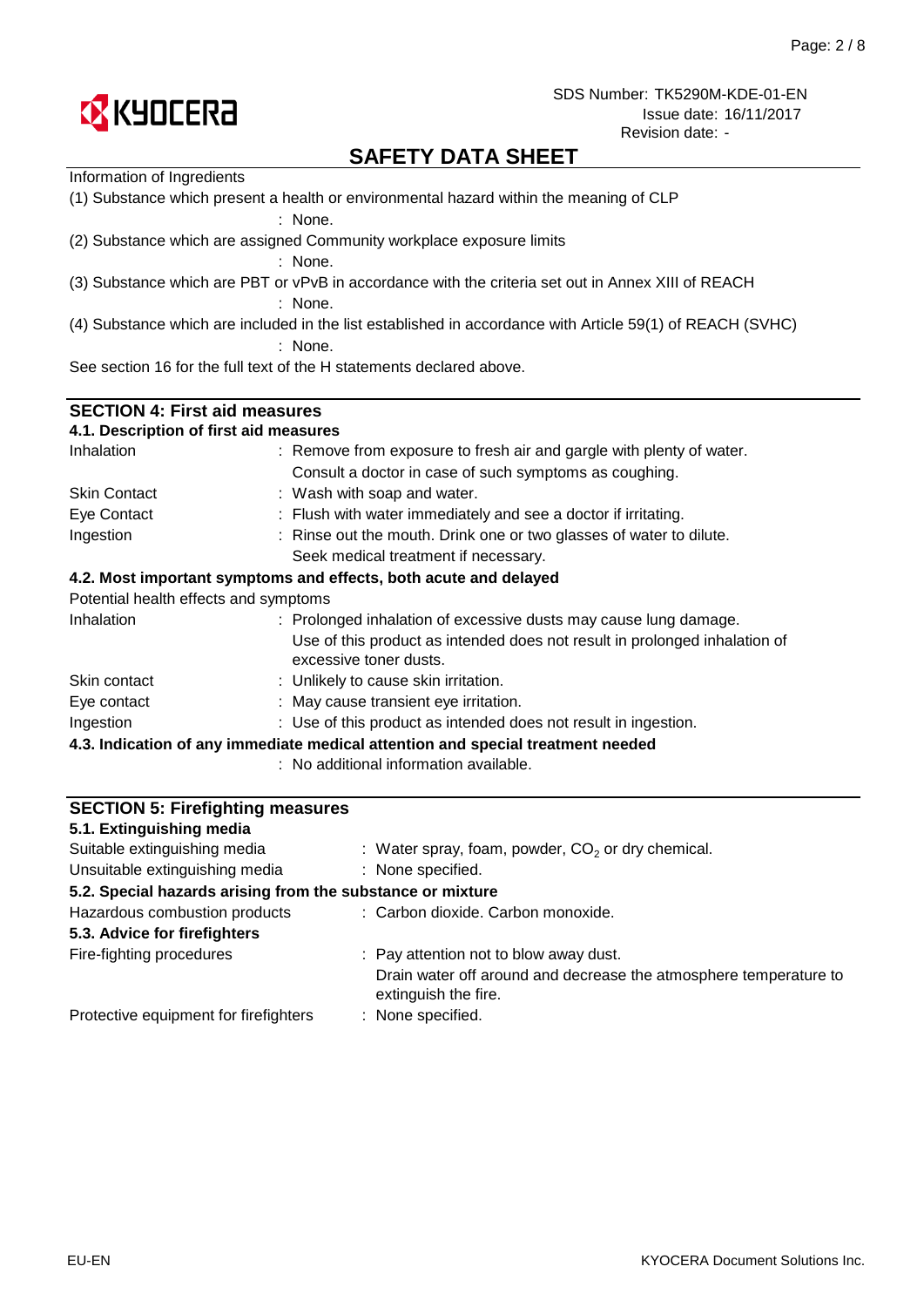Information of Ingredients

(1) Substance which present a health or environmental hazard within the meaning of CLP

: None.

(2) Substance which are assigned Community workplace exposure limits

: None.

(3) Substance which are PBT or vPvB in accordance with the criteria set out in Annex XIII of REACH

: None.

(4) Substance which are included in the list established in accordance with Article 59(1) of REACH (SVHC)

: None.

See section 16 for the full text of the H statements declared above.

## SECTION 4: First aid measures

### 4.1. Description of first aid measures

| | |
|---|---|
| Inhalation | : Remove from exposure to fresh air and gargle with plenty of water. Consult a doctor in case of such symptoms as coughing. |
| Skin Contact | : Wash with soap and water. |
| Eye Contact | : Flush with water immediately and see a doctor if irritating. |
| Ingestion | : Rinse out the mouth. Drink one or two glasses of water to dilute. Seek medical treatment if necessary. |

### 4.2. Most important symptoms and effects, both acute and delayed

Potential health effects and symptoms

| | |
|---|---|
| Inhalation | : Prolonged inhalation of excessive dusts may cause lung damage. Use of this product as intended does not result in prolonged inhalation of excessive toner dusts. |
| Skin contact | : Unlikely to cause skin irritation. |
| Eye contact | : May cause transient eye irritation. |
| Ingestion | : Use of this product as intended does not result in ingestion. |

### 4.3. Indication of any immediate medical attention and special treatment needed

: No additional information available.

## SECTION 5: Firefighting measures

### 5.1. Extinguishing media

| | |
|---|---|
| Suitable extinguishing media | : Water spray, foam, powder, $CO_2$ or dry chemical. |
| Unsuitable extinguishing media | : None specified. |

### 5.2. Special hazards arising from the substance or mixture

| | |
|---|---|
| Hazardous combustion products | : Carbon dioxide. Carbon monoxide. |

### 5.3. Advice for firefighters

| | |
|---|---|
| Fire-fighting procedures | : Pay attention not to blow away dust. Drain water off around and decrease the atmosphere temperature to extinguish the fire. |
| Protective equipment for firefighters | : None specified. |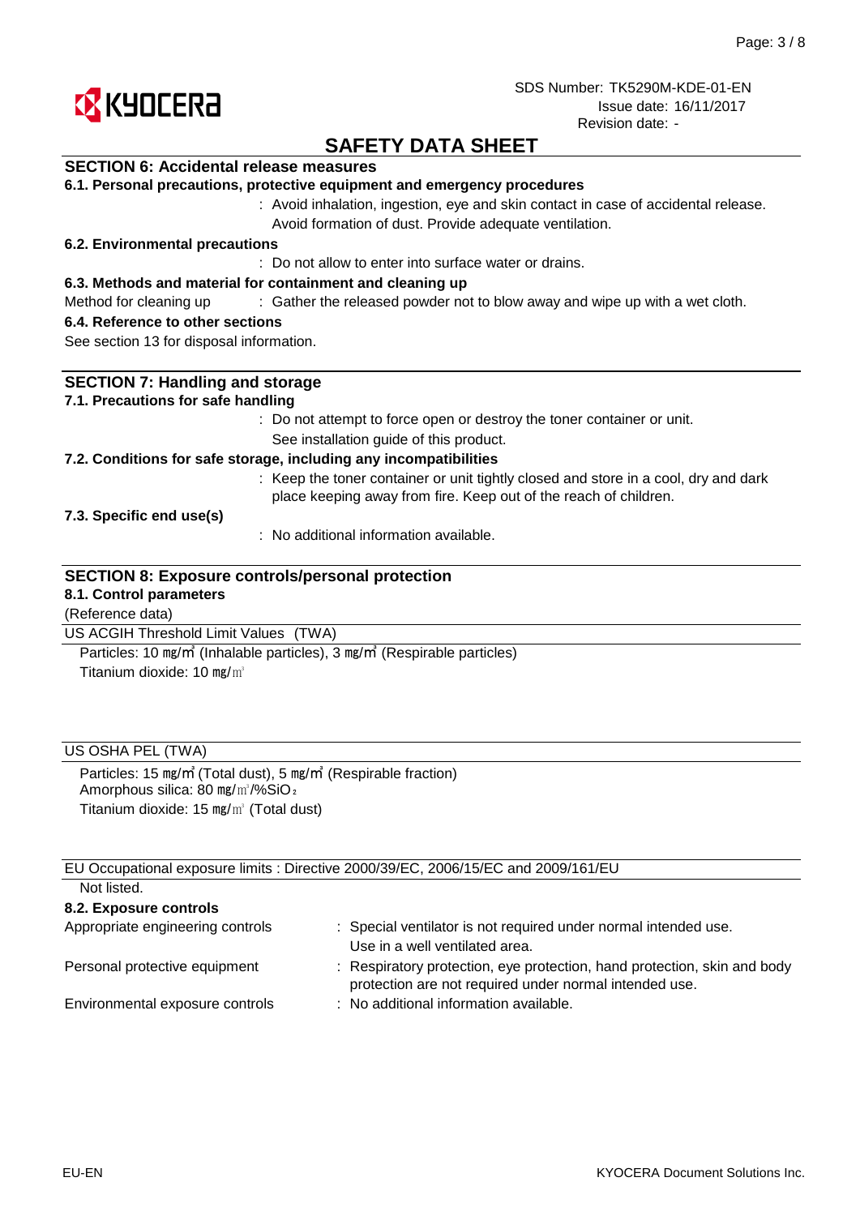SDS Number: TK5290M-KDE-01-EN
Issue date: 16/11/2017
Revision date: -

# SAFETY DATA SHEET

## SECTION 6: Accidental release measures

### 6.1. Personal precautions, protective equipment and emergency procedures

: Avoid inhalation, ingestion, eye and skin contact in case of accidental release. Avoid formation of dust. Provide adequate ventilation.

### 6.2. Environmental precautions

: Do not allow to enter into surface water or drains.

### 6.3. Methods and material for containment and cleaning up

Method for cleaning up : Gather the released powder not to blow away and wipe up with a wet cloth.

### 6.4. Reference to other sections

See section 13 for disposal information.

## SECTION 7: Handling and storage

### 7.1. Precautions for safe handling

: Do not attempt to force open or destroy the toner container or unit. See installation guide of this product.

### 7.2. Conditions for safe storage, including any incompatibilities

: Keep the toner container or unit tightly closed and store in a cool, dry and dark place keeping away from fire. Keep out of the reach of children.

### 7.3. Specific end use(s)

: No additional information available.

## SECTION 8: Exposure controls/personal protection

### 8.1. Control parameters

(Reference data)

US ACGIH Threshold Limit Values (TWA)

Particles: 10 mg/m³ (Inhalable particles), 3 mg/m³ (Respirable particles)
Titanium dioxide: 10 mg/m³

US OSHA PEL (TWA)

Particles: 15 mg/m³ (Total dust), 5 mg/m³ (Respirable fraction)
Amorphous silica: 80 mg/m³/%$SiO_2$
Titanium dioxide: 15 mg/m³ (Total dust)

EU Occupational exposure limits : Directive 2000/39/EC, 2006/15/EC and 2009/161/EU

Not listed.

### 8.2. Exposure controls

Appropriate engineering controls : Special ventilator is not required under normal intended use. Use in a well ventilated area.

Personal protective equipment : Respiratory protection, eye protection, hand protection, skin and body protection are not required under normal intended use.

Environmental exposure controls : No additional information available.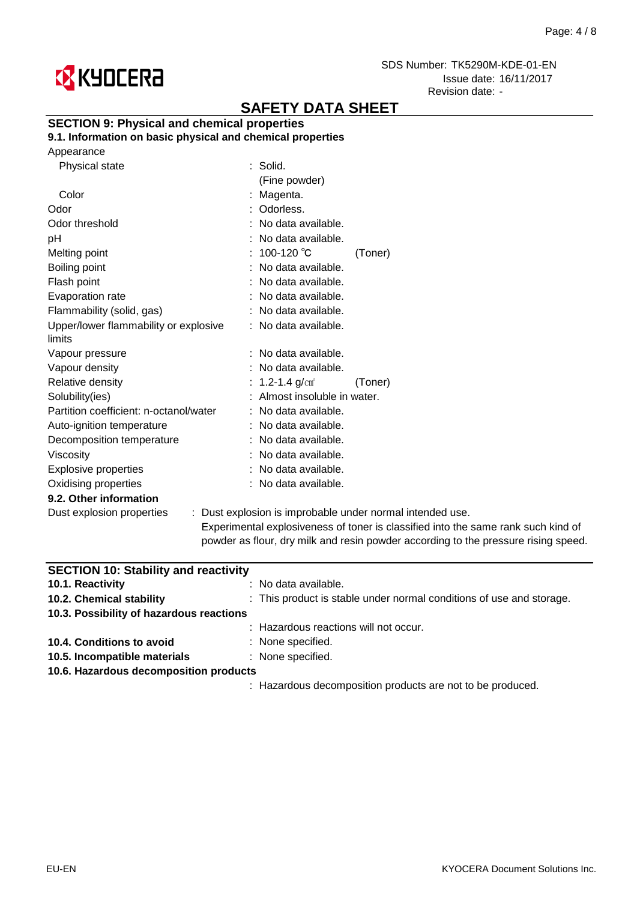## SAFETY DATA SHEET

### SECTION 9: Physical and chemical properties

#### 9.1. Information on basic physical and chemical properties

| Property | Value | |
|---|---|---|
| Appearance | | |
| Physical state | Solid. (Fine powder) | |
| Color | Magenta. | |
| Odor | Odorless. | |
| Odor threshold | No data available. | |
| pH | No data available. | |
| Melting point | 100-120 ℃ | (Toner) |
| Boiling point | No data available. | |
| Flash point | No data available. | |
| Evaporation rate | No data available. | |
| Flammability (solid, gas) | No data available. | |
| Upper/lower flammability or explosive limits | No data available. | |
| Vapour pressure | No data available. | |
| Vapour density | No data available. | |
| Relative density | 1.2-1.4 g/㎤ | (Toner) |
| Solubility(ies) | Almost insoluble in water. | |
| Partition coefficient: n-octanol/water | No data available. | |
| Auto-ignition temperature | No data available. | |
| Decomposition temperature | No data available. | |
| Viscosity | No data available. | |
| Explosive properties | No data available. | |
| Oxidising properties | No data available. | |

#### 9.2. Other information

Dust explosion properties : Dust explosion is improbable under normal intended use. Experimental explosiveness of toner is classified into the same rank such kind of powder as flour, dry milk and resin powder according to the pressure rising speed.

### SECTION 10: Stability and reactivity

**10.1. Reactivity** : No data available.

**10.2. Chemical stability** : This product is stable under normal conditions of use and storage.

**10.3. Possibility of hazardous reactions**

: Hazardous reactions will not occur.

**10.4. Conditions to avoid** : None specified.

**10.5. Incompatible materials** : None specified.

**10.6. Hazardous decomposition products**

: Hazardous decomposition products are not to be produced.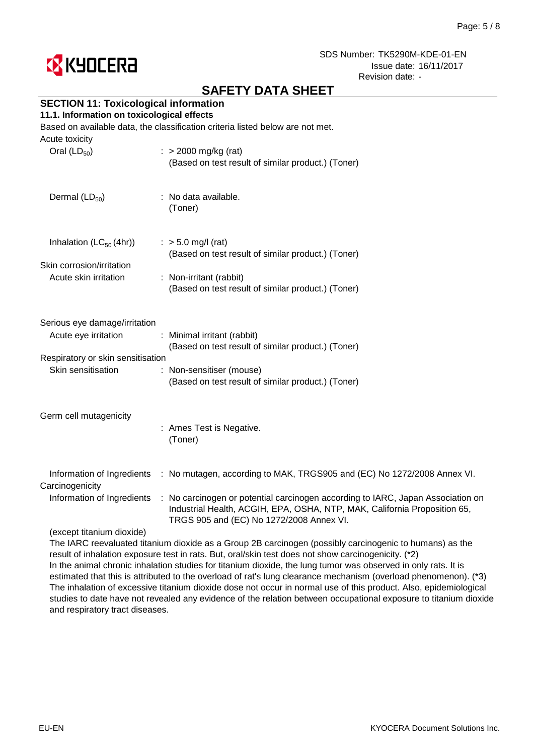# SAFETY DATA SHEET

## SECTION 11: Toxicological information

### 11.1. Information on toxicological effects

Based on available data, the classification criteria listed below are not met.

Acute toxicity

| | |
|---|---|
| Oral ($LD_{50}$) | : > 2000 mg/kg (rat) (Based on test result of similar product.) (Toner) |
| Dermal ($LD_{50}$) | : No data available. (Toner) |
| Inhalation ($LC_{50}$ (4hr)) | : > 5.0 mg/l (rat) (Based on test result of similar product.) (Toner) |

Skin corrosion/irritation

| | |
|---|---|
| Acute skin irritation | : Non-irritant (rabbit) (Based on test result of similar product.) (Toner) |

Serious eye damage/irritation

| | |
|---|---|
| Acute eye irritation | : Minimal irritant (rabbit) (Based on test result of similar product.) (Toner) |

Respiratory or skin sensitisation

| | |
|---|---|
| Skin sensitisation | : Non-sensitiser (mouse) (Based on test result of similar product.) (Toner) |

Germ cell mutagenicity

| | |
|---|---|
| | : Ames Test is Negative. (Toner) |
| Information of Ingredients | : No mutagen, according to MAK, TRGS905 and (EC) No 1272/2008 Annex VI. |

Carcinogenicity

| | |
|---|---|
| Information of Ingredients | : No carcinogen or potential carcinogen according to IARC, Japan Association on Industrial Health, ACGIH, EPA, OSHA, NTP, MAK, California Proposition 65, TRGS 905 and (EC) No 1272/2008 Annex VI. |

(except titanium dioxide)

The IARC reevaluated titanium dioxide as a Group 2B carcinogen (possibly carcinogenic to humans) as the result of inhalation exposure test in rats. But, oral/skin test does not show carcinogenicity. (*2)

In the animal chronic inhalation studies for titanium dioxide, the lung tumor was observed in only rats. It is estimated that this is attributed to the overload of rat's lung clearance mechanism (overload phenomenon). (*3)

The inhalation of excessive titanium dioxide dose not occur in normal use of this product. Also, epidemiological studies to date have not revealed any evidence of the relation between occupational exposure to titanium dioxide and respiratory tract diseases.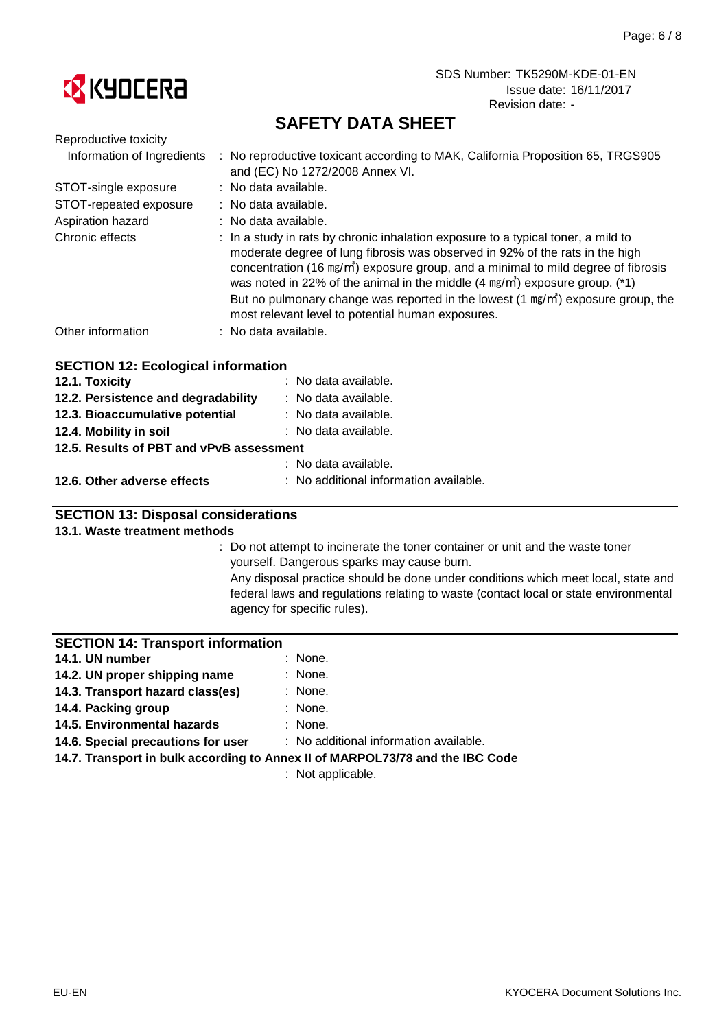# SAFETY DATA SHEET

| | |
|---|---|
| Reproductive toxicity | |
| Information of Ingredients | : No reproductive toxicant according to MAK, California Proposition 65, TRGS905 and (EC) No 1272/2008 Annex VI. |
| STOT-single exposure | : No data available. |
| STOT-repeated exposure | : No data available. |
| Aspiration hazard | : No data available. |
| Chronic effects | : In a study in rats by chronic inhalation exposure to a typical toner, a mild to moderate degree of lung fibrosis was observed in 92% of the rats in the high concentration (16 ㎎/㎥) exposure group, and a minimal to mild degree of fibrosis was noted in 22% of the animal in the middle (4 ㎎/㎥) exposure group. (*1) But no pulmonary change was reported in the lowest (1 ㎎/㎥) exposure group, the most relevant level to potential human exposures. |
| Other information | : No data available. |

## SECTION 12: Ecological information

| | |
|---|---|
| **12.1. Toxicity** | : No data available. |
| **12.2. Persistence and degradability** | : No data available. |
| **12.3. Bioaccumulative potential** | : No data available. |
| **12.4. Mobility in soil** | : No data available. |
| **12.5. Results of PBT and vPvB assessment** | |
| | : No data available. |
| **12.6. Other adverse effects** | : No additional information available. |

## SECTION 13: Disposal considerations

**13.1. Waste treatment methods**

: Do not attempt to incinerate the toner container or unit and the waste toner yourself. Dangerous sparks may cause burn.
Any disposal practice should be done under conditions which meet local, state and federal laws and regulations relating to waste (contact local or state environmental agency for specific rules).

## SECTION 14: Transport information

| | |
|---|---|
| **14.1. UN number** | : None. |
| **14.2. UN proper shipping name** | : None. |
| **14.3. Transport hazard class(es)** | : None. |
| **14.4. Packing group** | : None. |
| **14.5. Environmental hazards** | : None. |
| **14.6. Special precautions for user** | : No additional information available. |
| **14.7. Transport in bulk according to Annex II of MARPOL73/78 and the IBC Code** | |
| | : Not applicable. |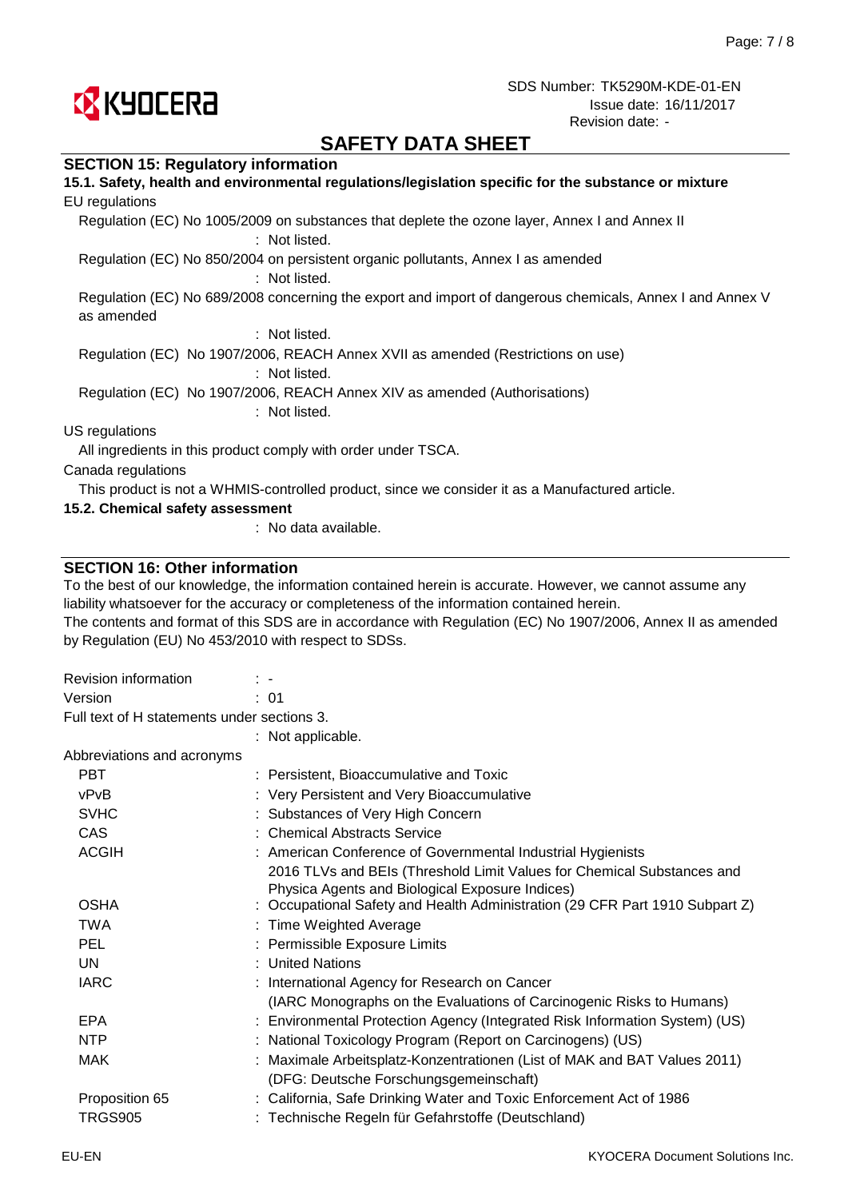## SECTION 15: Regulatory information

### 15.1. Safety, health and environmental regulations/legislation specific for the substance or mixture

EU regulations

Regulation (EC) No 1005/2009 on substances that deplete the ozone layer, Annex I and Annex II
: Not listed.

Regulation (EC) No 850/2004 on persistent organic pollutants, Annex I as amended
: Not listed.

Regulation (EC) No 689/2008 concerning the export and import of dangerous chemicals, Annex I and Annex V as amended
: Not listed.

Regulation (EC) No 1907/2006, REACH Annex XVII as amended (Restrictions on use)
: Not listed.

Regulation (EC) No 1907/2006, REACH Annex XIV as amended (Authorisations)
: Not listed.

US regulations

All ingredients in this product comply with order under TSCA.

Canada regulations

This product is not a WHMIS-controlled product, since we consider it as a Manufactured article.

### 15.2. Chemical safety assessment

: No data available.

## SECTION 16: Other information

To the best of our knowledge, the information contained herein is accurate. However, we cannot assume any liability whatsoever for the accuracy or completeness of the information contained herein.
The contents and format of this SDS are in accordance with Regulation (EC) No 1907/2006, Annex II as amended by Regulation (EU) No 453/2010 with respect to SDSs.

Revision information : -
Version : 01

Full text of H statements under sections 3.
: Not applicable.

Abbreviations and acronyms

| | |
|---|---|
| PBT | : Persistent, Bioaccumulative and Toxic |
| vPvB | : Very Persistent and Very Bioaccumulative |
| SVHC | : Substances of Very High Concern |
| CAS | : Chemical Abstracts Service |
| ACGIH | : American Conference of Governmental Industrial Hygienists 2016 TLVs and BEIs (Threshold Limit Values for Chemical Substances and Physica Agents and Biological Exposure Indices) |
| OSHA | : Occupational Safety and Health Administration (29 CFR Part 1910 Subpart Z) |
| TWA | : Time Weighted Average |
| PEL | : Permissible Exposure Limits |
| UN | : United Nations |
| IARC | : International Agency for Research on Cancer (IARC Monographs on the Evaluations of Carcinogenic Risks to Humans) |
| EPA | : Environmental Protection Agency (Integrated Risk Information System) (US) |
| NTP | : National Toxicology Program (Report on Carcinogens) (US) |
| MAK | : Maximale Arbeitsplatz-Konzentrationen (List of MAK and BAT Values 2011) (DFG: Deutsche Forschungsgemeinschaft) |
| Proposition 65 | : California, Safe Drinking Water and Toxic Enforcement Act of 1986 |
| TRGS905 | : Technische Regeln für Gefahrstoffe (Deutschland) |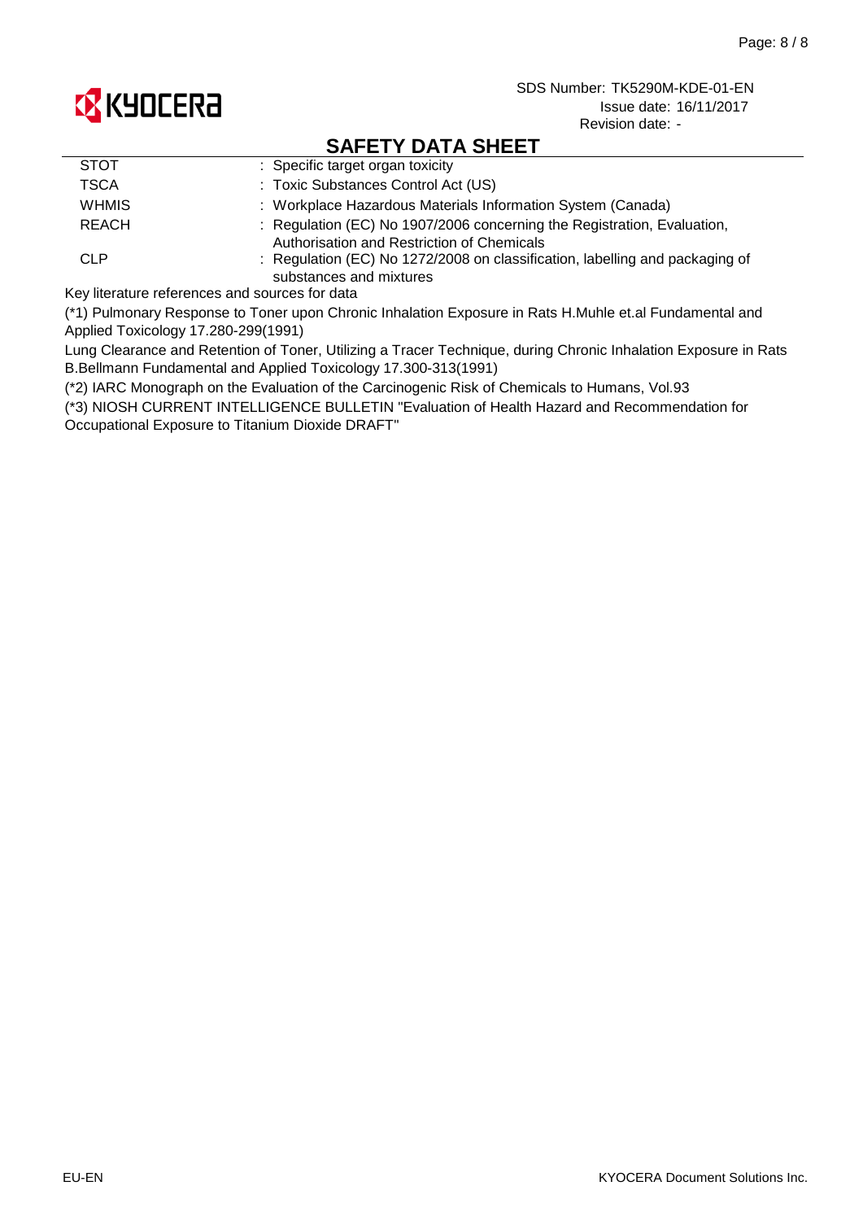| | |
|---|---|
| STOT | : Specific target organ toxicity |
| TSCA | : Toxic Substances Control Act (US) |
| WHMIS | : Workplace Hazardous Materials Information System (Canada) |
| REACH | : Regulation (EC) No 1907/2006 concerning the Registration, Evaluation, Authorisation and Restriction of Chemicals |
| CLP | : Regulation (EC) No 1272/2008 on classification, labelling and packaging of substances and mixtures |

Key literature references and sources for data

(*1) Pulmonary Response to Toner upon Chronic Inhalation Exposure in Rats H.Muhle et.al Fundamental and Applied Toxicology 17.280-299(1991)

Lung Clearance and Retention of Toner, Utilizing a Tracer Technique, during Chronic Inhalation Exposure in Rats B.Bellmann Fundamental and Applied Toxicology 17.300-313(1991)

(*2) IARC Monograph on the Evaluation of the Carcinogenic Risk of Chemicals to Humans, Vol.93

(*3) NIOSH CURRENT INTELLIGENCE BULLETIN "Evaluation of Health Hazard and Recommendation for Occupational Exposure to Titanium Dioxide DRAFT"